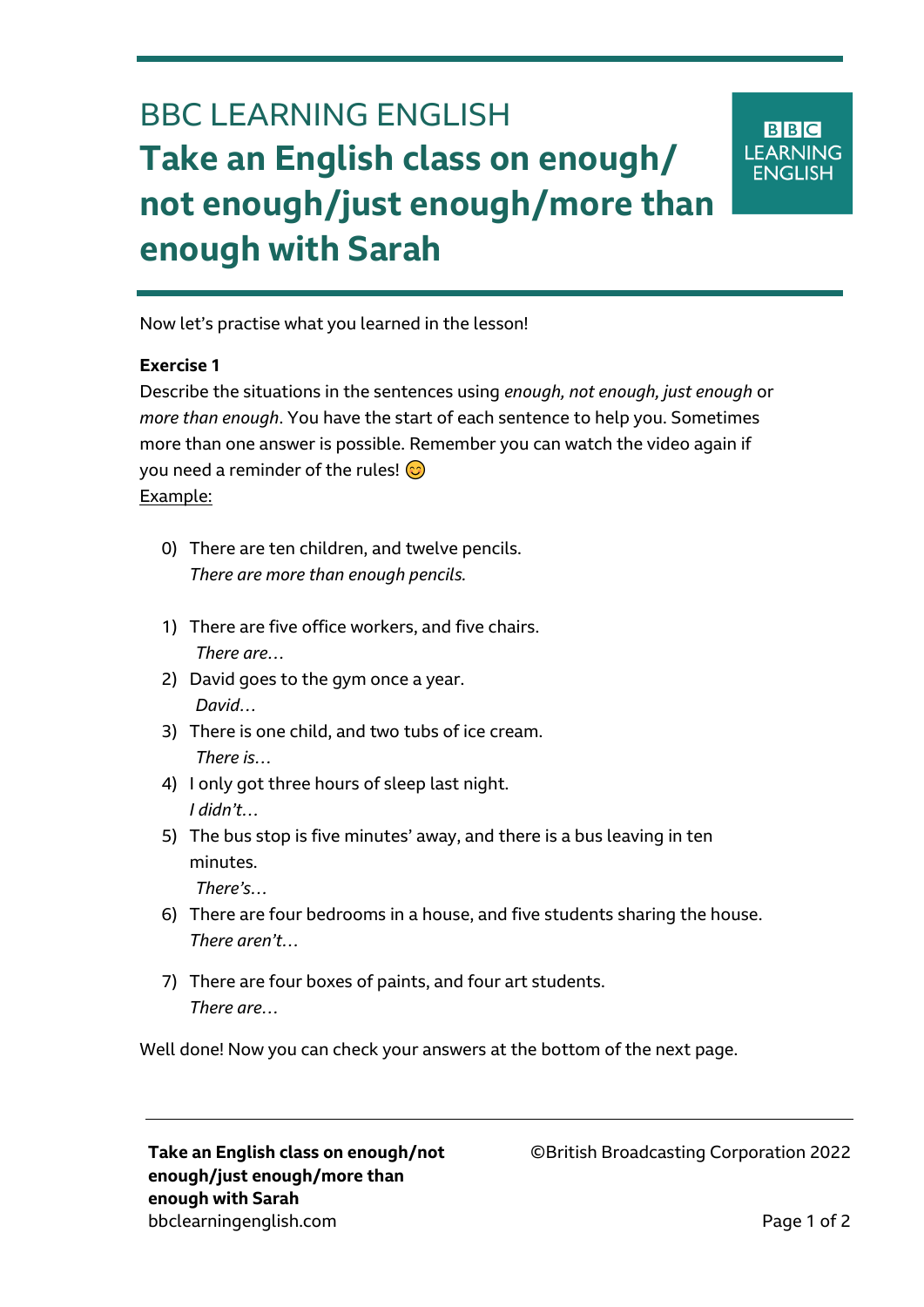BBC LEARNING ENGLISH

# Take an English class on enough/not enough/just enough/more than enough with Sarah

Now let's practise what you learned in the lesson!

**Exercise 1**

Describe the situations in the sentences using *enough, not enough, just enough* or *more than enough*. You have the start of each sentence to help you. Sometimes more than one answer is possible. Remember you can watch the video again if you need a reminder of the rules! 😊

Example:

0) There are ten children, and twelve pencils.
   *There are more than enough pencils.*

1) There are five office workers, and five chairs.
   *There are…*
2) David goes to the gym once a year.
   *David…*
3) There is one child, and two tubs of ice cream.
   *There is…*
4) I only got three hours of sleep last night.
   *I didn't…*
5) The bus stop is five minutes' away, and there is a bus leaving in ten minutes.
   *There's…*
6) There are four bedrooms in a house, and five students sharing the house.
   *There aren't…*
7) There are four boxes of paints, and four art students.
   *There are…*

Well done! Now you can check your answers at the bottom of the next page.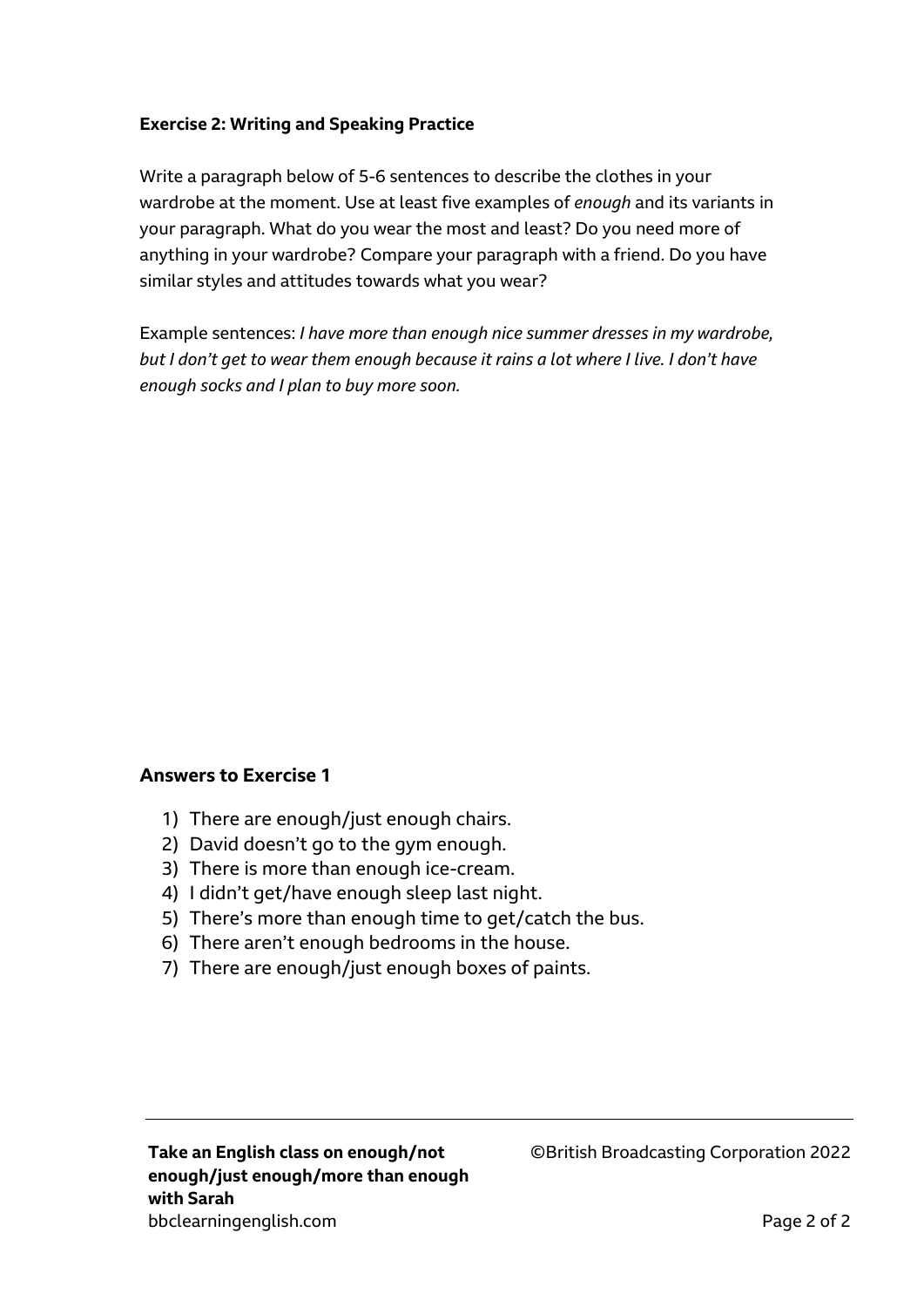**Exercise 2: Writing and Speaking Practice**

Write a paragraph below of 5-6 sentences to describe the clothes in your wardrobe at the moment. Use at least five examples of *enough* and its variants in your paragraph. What do you wear the most and least? Do you need more of anything in your wardrobe? Compare your paragraph with a friend. Do you have similar styles and attitudes towards what you wear?

Example sentences: *I have more than enough nice summer dresses in my wardrobe, but I don't get to wear them enough because it rains a lot where I live. I don't have enough socks and I plan to buy more soon.*

## Answers to Exercise 1

1) There are enough/just enough chairs.
2) David doesn't go to the gym enough.
3) There is more than enough ice-cream.
4) I didn't get/have enough sleep last night.
5) There's more than enough time to get/catch the bus.
6) There aren't enough bedrooms in the house.
7) There are enough/just enough boxes of paints.